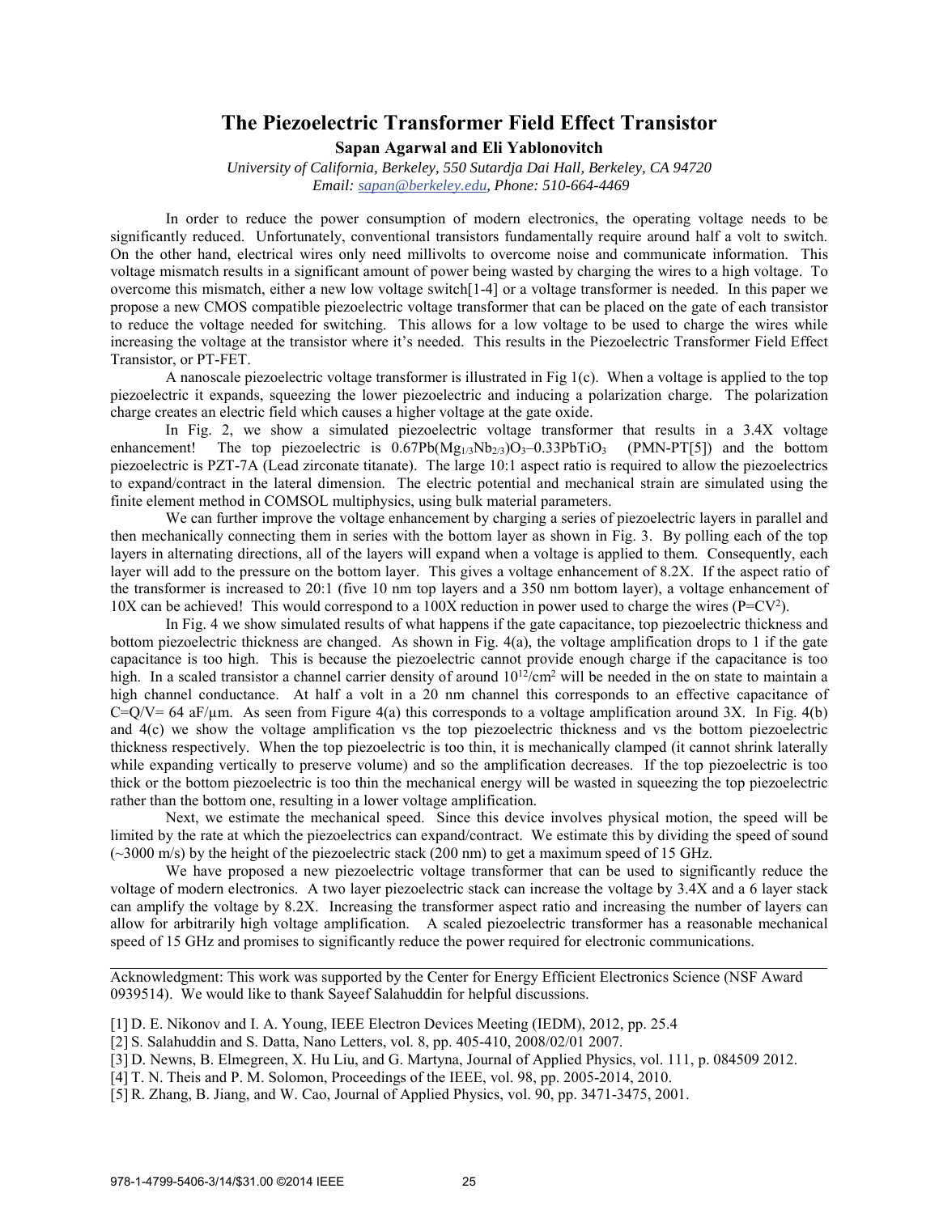# The Piezoelectric Transformer Field Effect Transistor

**Sapan Agarwal and Eli Yablonovitch**

*University of California, Berkeley, 550 Sutardja Dai Hall, Berkeley, CA 94720*
*Email: sapan@berkeley.edu, Phone: 510-664-4469*

In order to reduce the power consumption of modern electronics, the operating voltage needs to be significantly reduced. Unfortunately, conventional transistors fundamentally require around half a volt to switch. On the other hand, electrical wires only need millivolts to overcome noise and communicate information. This voltage mismatch results in a significant amount of power being wasted by charging the wires to a high voltage. To overcome this mismatch, either a new low voltage switch[1-4] or a voltage transformer is needed. In this paper we propose a new CMOS compatible piezoelectric voltage transformer that can be placed on the gate of each transistor to reduce the voltage needed for switching. This allows for a low voltage to be used to charge the wires while increasing the voltage at the transistor where it's needed. This results in the Piezoelectric Transformer Field Effect Transistor, or PT-FET.

A nanoscale piezoelectric voltage transformer is illustrated in Fig 1(c). When a voltage is applied to the top piezoelectric it expands, squeezing the lower piezoelectric and inducing a polarization charge. The polarization charge creates an electric field which causes a higher voltage at the gate oxide.

In Fig. 2, we show a simulated piezoelectric voltage transformer that results in a 3.4X voltage enhancement! The top piezoelectric is $0.67Pb(Mg_{1/3}Nb_{2/3})O_3–0.33PbTiO_3$ (PMN-PT[5]) and the bottom piezoelectric is PZT-7A (Lead zirconate titanate). The large 10:1 aspect ratio is required to allow the piezoelectrics to expand/contract in the lateral dimension. The electric potential and mechanical strain are simulated using the finite element method in COMSOL multiphysics, using bulk material parameters.

We can further improve the voltage enhancement by charging a series of piezoelectric layers in parallel and then mechanically connecting them in series with the bottom layer as shown in Fig. 3. By polling each of the top layers in alternating directions, all of the layers will expand when a voltage is applied to them. Consequently, each layer will add to the pressure on the bottom layer. This gives a voltage enhancement of 8.2X. If the aspect ratio of the transformer is increased to 20:1 (five 10 nm top layers and a 350 nm bottom layer), a voltage enhancement of 10X can be achieved! This would correspond to a 100X reduction in power used to charge the wires ($P=CV^2$).

In Fig. 4 we show simulated results of what happens if the gate capacitance, top piezoelectric thickness and bottom piezoelectric thickness are changed. As shown in Fig. 4(a), the voltage amplification drops to 1 if the gate capacitance is too high. This is because the piezoelectric cannot provide enough charge if the capacitance is too high. In a scaled transistor a channel carrier density of around $10^{12}/cm^2$ will be needed in the on state to maintain a high channel conductance. At half a volt in a 20 nm channel this corresponds to an effective capacitance of $C=Q/V= 64$ aF/μm. As seen from Figure 4(a) this corresponds to a voltage amplification around 3X. In Fig. 4(b) and 4(c) we show the voltage amplification vs the top piezoelectric thickness and vs the bottom piezoelectric thickness respectively. When the top piezoelectric is too thin, it is mechanically clamped (it cannot shrink laterally while expanding vertically to preserve volume) and so the amplification decreases. If the top piezoelectric is too thick or the bottom piezoelectric is too thin the mechanical energy will be wasted in squeezing the top piezoelectric rather than the bottom one, resulting in a lower voltage amplification.

Next, we estimate the mechanical speed. Since this device involves physical motion, the speed will be limited by the rate at which the piezoelectrics can expand/contract. We estimate this by dividing the speed of sound (~3000 m/s) by the height of the piezoelectric stack (200 nm) to get a maximum speed of 15 GHz.

We have proposed a new piezoelectric voltage transformer that can be used to significantly reduce the voltage of modern electronics. A two layer piezoelectric stack can increase the voltage by 3.4X and a 6 layer stack can amplify the voltage by 8.2X. Increasing the transformer aspect ratio and increasing the number of layers can allow for arbitrarily high voltage amplification. A scaled piezoelectric transformer has a reasonable mechanical speed of 15 GHz and promises to significantly reduce the power required for electronic communications.

---

Acknowledgment: This work was supported by the Center for Energy Efficient Electronics Science (NSF Award 0939514). We would like to thank Sayeef Salahuddin for helpful discussions.

[1] D. E. Nikonov and I. A. Young, IEEE Electron Devices Meeting (IEDM), 2012, pp. 25.4

[2] S. Salahuddin and S. Datta, Nano Letters, vol. 8, pp. 405-410, 2008/02/01 2007.

[3] D. Newns, B. Elmegreen, X. Hu Liu, and G. Martyna, Journal of Applied Physics, vol. 111, p. 084509 2012.

[4] T. N. Theis and P. M. Solomon, Proceedings of the IEEE, vol. 98, pp. 2005-2014, 2010.

[5] R. Zhang, B. Jiang, and W. Cao, Journal of Applied Physics, vol. 90, pp. 3471-3475, 2001.

978-1-4799-5406-3/14/$31.00 ©2014 IEEE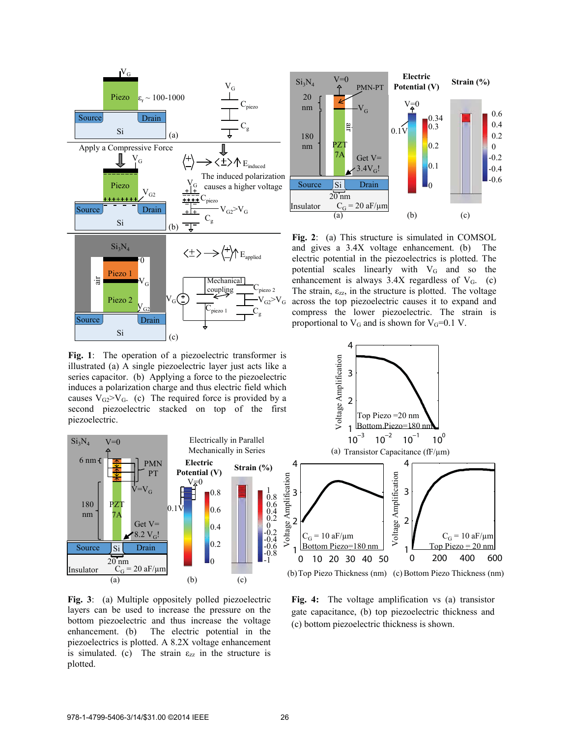**Fig. 1**: The operation of a piezoelectric transformer is illustrated (a) A single piezoelectric layer just acts like a series capacitor. (b) Applying a force to the piezoelectric induces a polarization charge and thus electric field which causes $V_{G2}>V_G$. (c) The required force is provided by a second piezoelectric stacked on top of the first piezoelectric.

**Fig. 2**: (a) This structure is simulated in COMSOL and gives a 3.4X voltage enhancement. (b) The electric potential in the piezoelectrics is plotted. The potential scales linearly with $V_G$ and so the enhancement is always 3.4X regardless of $V_G$. (c) The strain, $\varepsilon_{zz}$, in the structure is plotted. The voltage across the top piezoelectric causes it to expand and compress the lower piezoelectric. The strain is proportional to $V_G$ and is shown for $V_G$=0.1 V.

**Fig. 3**: (a) Multiple oppositely polled piezoelectric layers can be used to increase the pressure on the bottom piezoelectric and thus increase the voltage enhancement. (b) The electric potential in the piezoelectrics is plotted. A 8.2X voltage enhancement is simulated. (c) The strain $\varepsilon_{zz}$ in the structure is plotted.

**Fig. 4**: The voltage amplification vs (a) transistor gate capacitance, (b) top piezoelectric thickness and (c) bottom piezoelectric thickness is shown.